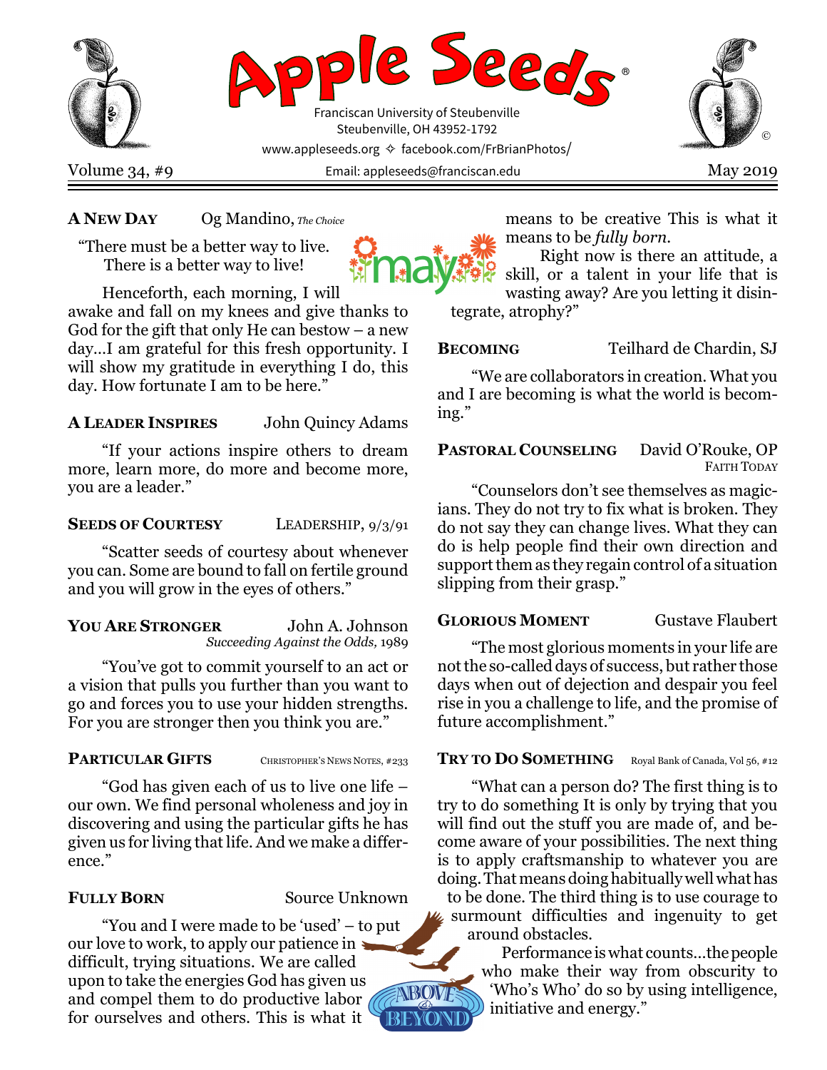# Apple Seeds®

Franciscan University of Steubenville
Steubenville, OH 43952-1792
www.appleseeds.org ✧ facebook.com/FrBrianPhotos/
Email: appleseeds@franciscan.edu

Volume 34, #9 — May 2019

---

**A New Day** — Og Mandino, *The Choice*

"There must be a better way to live.
There is a better way to live!

Henceforth, each morning, I will awake and fall on my knees and give thanks to God for the gift that only He can bestow – a new day…I am grateful for this fresh opportunity. I will show my gratitude in everything I do, this day. How fortunate I am to be here."

**A Leader Inspires** — John Quincy Adams

"If your actions inspire others to dream more, learn more, do more and become more, you are a leader."

**Seeds of Courtesy** — Leadership, 9/3/91

"Scatter seeds of courtesy about whenever you can. Some are bound to fall on fertile ground and you will grow in the eyes of others."

**You Are Stronger** — John A. Johnson, *Succeeding Against the Odds,* 1989

"You've got to commit yourself to an act or a vision that pulls you further than you want to go and forces you to use your hidden strengths. For you are stronger then you think you are."

**Particular Gifts** — Christopher's News Notes, #233

"God has given each of us to live one life – our own. We find personal wholeness and joy in discovering and using the particular gifts he has given us for living that life. And we make a difference."

**Fully Born** — Source Unknown

"You and I were made to be 'used' – to put our love to work, to apply our patience in difficult, trying situations. We are called upon to take the energies God has given us and compel them to do productive labor for ourselves and others. This is what it means to be creative This is what it means to be *fully born.*

Right now is there an attitude, a skill, or a talent in your life that is wasting away? Are you letting it disintegrate, atrophy?"

**Becoming** — Teilhard de Chardin, SJ

"We are collaborators in creation. What you and I are becoming is what the world is becoming."

**Pastoral Counseling** — David O'Rouke, OP, Faith Today

"Counselors don't see themselves as magicians. They do not try to fix what is broken. They do not say they can change lives. What they can do is help people find their own direction and support them as they regain control of a situation slipping from their grasp."

**Glorious Moment** — Gustave Flaubert

"The most glorious moments in your life are not the so-called days of success, but rather those days when out of dejection and despair you feel rise in you a challenge to life, and the promise of future accomplishment."

**Try to Do Something** — Royal Bank of Canada, Vol 56, #12

"What can a person do? The first thing is to try to do something It is only by trying that you will find out the stuff you are made of, and become aware of your possibilities. The next thing is to apply craftsmanship to whatever you are doing. That means doing habitually well what has to be done. The third thing is to use courage to surmount difficulties and ingenuity to get around obstacles.

Performance is what counts…the people who make their way from obscurity to 'Who's Who' do so by using intelligence, initiative and energy."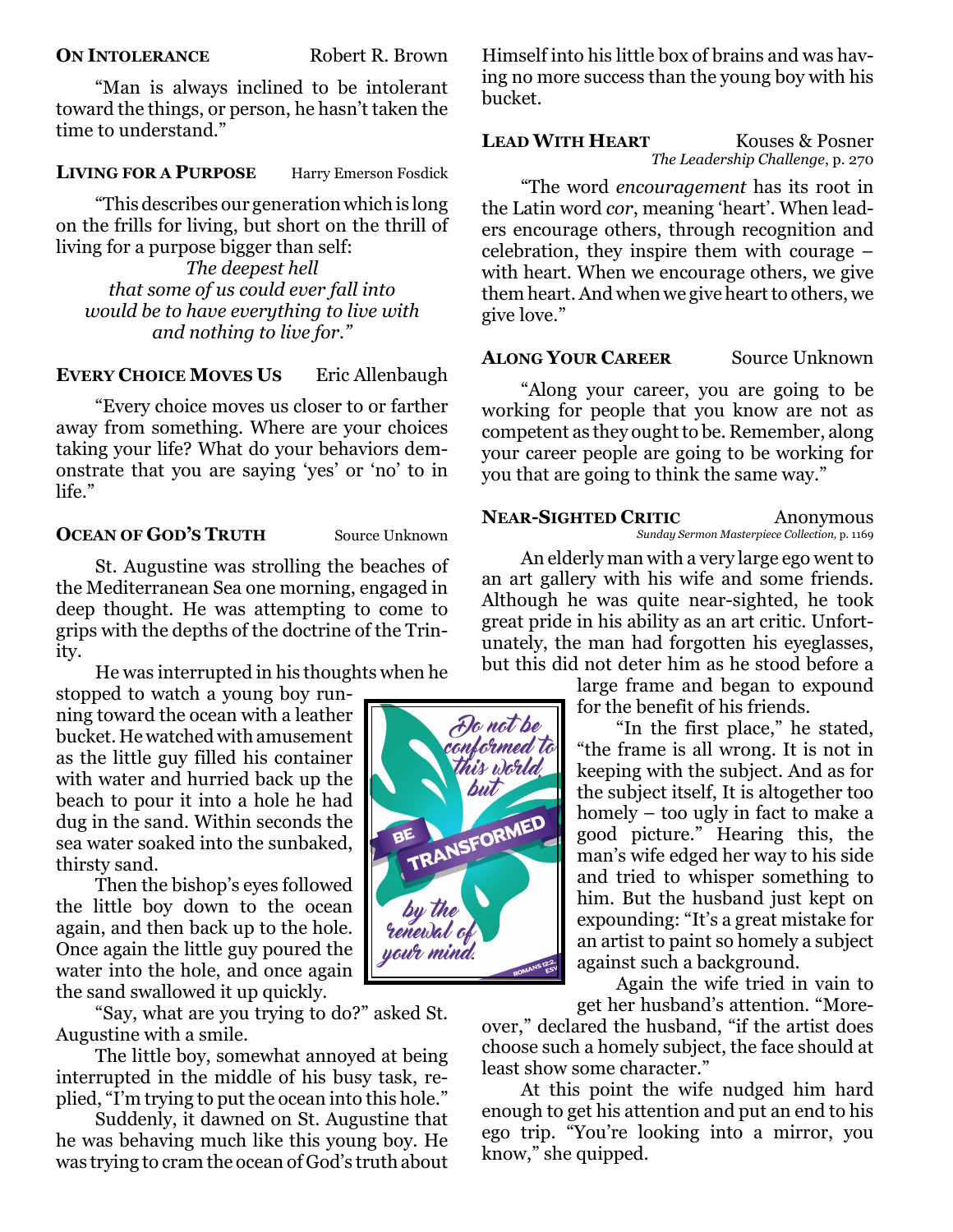**ON INTOLERANCE** Robert R. Brown

"Man is always inclined to be intolerant toward the things, or person, he hasn't taken the time to understand."

**LIVING FOR A PURPOSE** Harry Emerson Fosdick

"This describes our generation which is long on the frills for living, but short on the thrill of living for a purpose bigger than self:

*The deepest hell*
*that some of us could ever fall into*
*would be to have everything to live with*
*and nothing to live for."*

**EVERY CHOICE MOVES US** Eric Allenbaugh

"Every choice moves us closer to or farther away from something. Where are your choices taking your life? What do your behaviors demonstrate that you are saying 'yes' or 'no' to in life."

**OCEAN OF GOD'S TRUTH** Source Unknown

St. Augustine was strolling the beaches of the Mediterranean Sea one morning, engaged in deep thought. He was attempting to come to grips with the depths of the doctrine of the Trinity.

He was interrupted in his thoughts when he stopped to watch a young boy running toward the ocean with a leather bucket. He watched with amusement as the little guy filled his container with water and hurried back up the beach to pour it into a hole he had dug in the sand. Within seconds the sea water soaked into the sunbaked, thirsty sand.

Then the bishop's eyes followed the little boy down to the ocean again, and then back up to the hole. Once again the little guy poured the water into the hole, and once again the sand swallowed it up quickly.

"Say, what are you trying to do?" asked St. Augustine with a smile.

The little boy, somewhat annoyed at being interrupted in the middle of his busy task, replied, "I'm trying to put the ocean into this hole."

Suddenly, it dawned on St. Augustine that he was behaving much like this young boy. He was trying to cram the ocean of God's truth about Himself into his little box of brains and was having no more success than the young boy with his bucket.

Do not be conformed to this world but BE TRANSFORMED by the renewal of your mind. ROMANS 12:2, ESV

**LEAD WITH HEART** Kouses & Posner
*The Leadership Challenge*, p. 270

"The word *encouragement* has its root in the Latin word *cor*, meaning 'heart'. When leaders encourage others, through recognition and celebration, they inspire them with courage – with heart. When we encourage others, we give them heart. And when we give heart to others, we give love."

**ALONG YOUR CAREER** Source Unknown

"Along your career, you are going to be working for people that you know are not as competent as they ought to be. Remember, along your career people are going to be working for you that are going to think the same way."

**NEAR-SIGHTED CRITIC** Anonymous
*Sunday Sermon Masterpiece Collection*, p. 1169

An elderly man with a very large ego went to an art gallery with his wife and some friends. Although he was quite near-sighted, he took great pride in his ability as an art critic. Unfortunately, the man had forgotten his eyeglasses, but this did not deter him as he stood before a large frame and began to expound for the benefit of his friends.

"In the first place," he stated, "the frame is all wrong. It is not in keeping with the subject. And as for the subject itself, It is altogether too homely – too ugly in fact to make a good picture." Hearing this, the man's wife edged her way to his side and tried to whisper something to him. But the husband just kept on expounding: "It's a great mistake for an artist to paint so homely a subject against such a background.

Again the wife tried in vain to get her husband's attention. "Moreover," declared the husband, "if the artist does choose such a homely subject, the face should at least show some character."

At this point the wife nudged him hard enough to get his attention and put an end to his ego trip. "You're looking into a mirror, you know," she quipped.